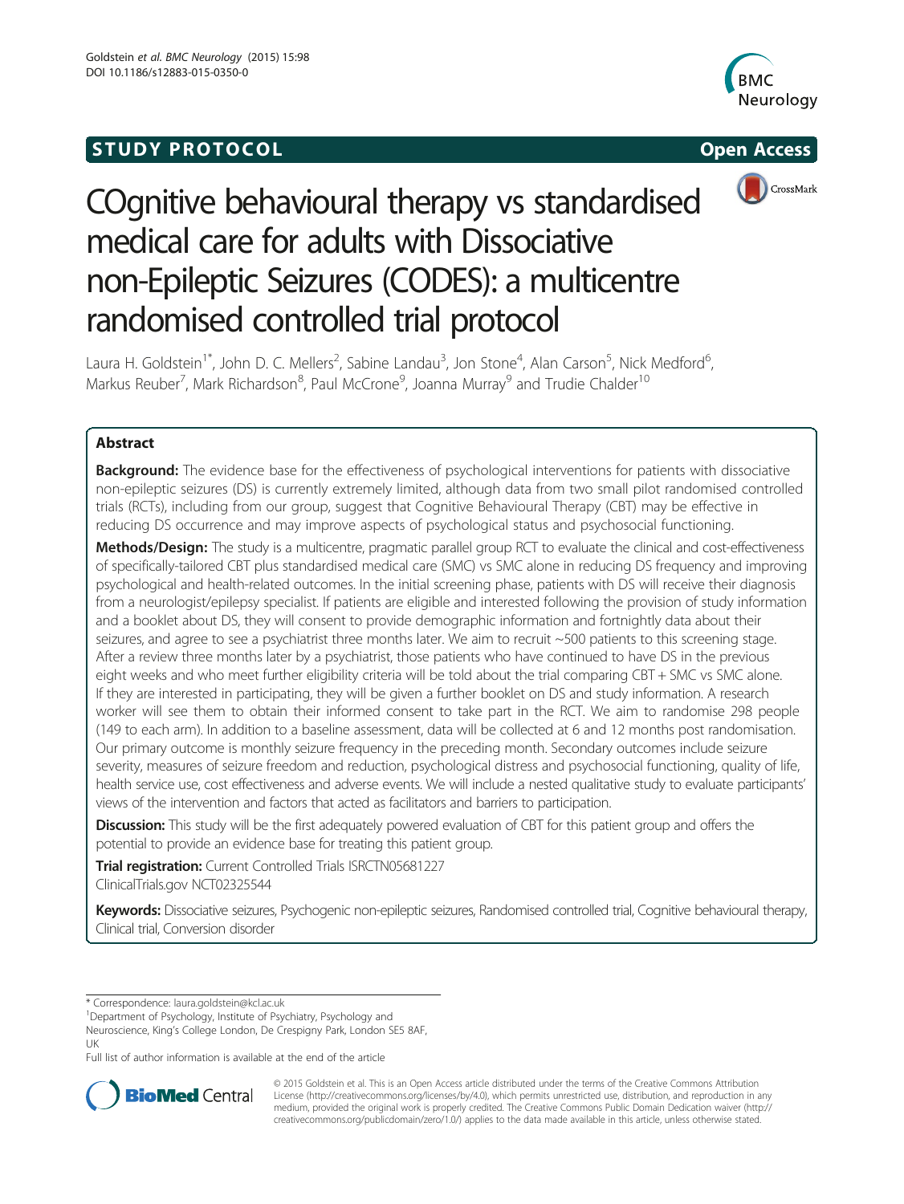STUDY PROTOCOL

Open Access

# COgnitive behavioural therapy vs standardised medical care for adults with Dissociative non-Epileptic Seizures (CODES): a multicentre randomised controlled trial protocol

Laura H. Goldstein[1*], John D. C. Mellers[2], Sabine Landau[3], Jon Stone[4], Alan Carson[5], Nick Medford[6], Markus Reuber[7], Mark Richardson[8], Paul McCrone[9], Joanna Murray[9] and Trudie Chalder[10]

## Abstract

**Background:** The evidence base for the effectiveness of psychological interventions for patients with dissociative non-epileptic seizures (DS) is currently extremely limited, although data from two small pilot randomised controlled trials (RCTs), including from our group, suggest that Cognitive Behavioural Therapy (CBT) may be effective in reducing DS occurrence and may improve aspects of psychological status and psychosocial functioning.

**Methods/Design:** The study is a multicentre, pragmatic parallel group RCT to evaluate the clinical and cost-effectiveness of specifically-tailored CBT plus standardised medical care (SMC) vs SMC alone in reducing DS frequency and improving psychological and health-related outcomes. In the initial screening phase, patients with DS will receive their diagnosis from a neurologist/epilepsy specialist. If patients are eligible and interested following the provision of study information and a booklet about DS, they will consent to provide demographic information and fortnightly data about their seizures, and agree to see a psychiatrist three months later. We aim to recruit ~500 patients to this screening stage. After a review three months later by a psychiatrist, those patients who have continued to have DS in the previous eight weeks and who meet further eligibility criteria will be told about the trial comparing CBT + SMC vs SMC alone. If they are interested in participating, they will be given a further booklet on DS and study information. A research worker will see them to obtain their informed consent to take part in the RCT. We aim to randomise 298 people (149 to each arm). In addition to a baseline assessment, data will be collected at 6 and 12 months post randomisation. Our primary outcome is monthly seizure frequency in the preceding month. Secondary outcomes include seizure severity, measures of seizure freedom and reduction, psychological distress and psychosocial functioning, quality of life, health service use, cost effectiveness and adverse events. We will include a nested qualitative study to evaluate participants' views of the intervention and factors that acted as facilitators and barriers to participation.

**Discussion:** This study will be the first adequately powered evaluation of CBT for this patient group and offers the potential to provide an evidence base for treating this patient group.

**Trial registration:** Current Controlled Trials ISRCTN05681227
ClinicalTrials.gov NCT02325544

**Keywords:** Dissociative seizures, Psychogenic non-epileptic seizures, Randomised controlled trial, Cognitive behavioural therapy, Clinical trial, Conversion disorder

* Correspondence: laura.goldstein@kcl.ac.uk
[1]Department of Psychology, Institute of Psychiatry, Psychology and Neuroscience, King's College London, De Crespigny Park, London SE5 8AF, UK
Full list of author information is available at the end of the article

© 2015 Goldstein et al. This is an Open Access article distributed under the terms of the Creative Commons Attribution License (http://creativecommons.org/licenses/by/4.0), which permits unrestricted use, distribution, and reproduction in any medium, provided the original work is properly credited. The Creative Commons Public Domain Dedication waiver (http://creativecommons.org/publicdomain/zero/1.0/) applies to the data made available in this article, unless otherwise stated.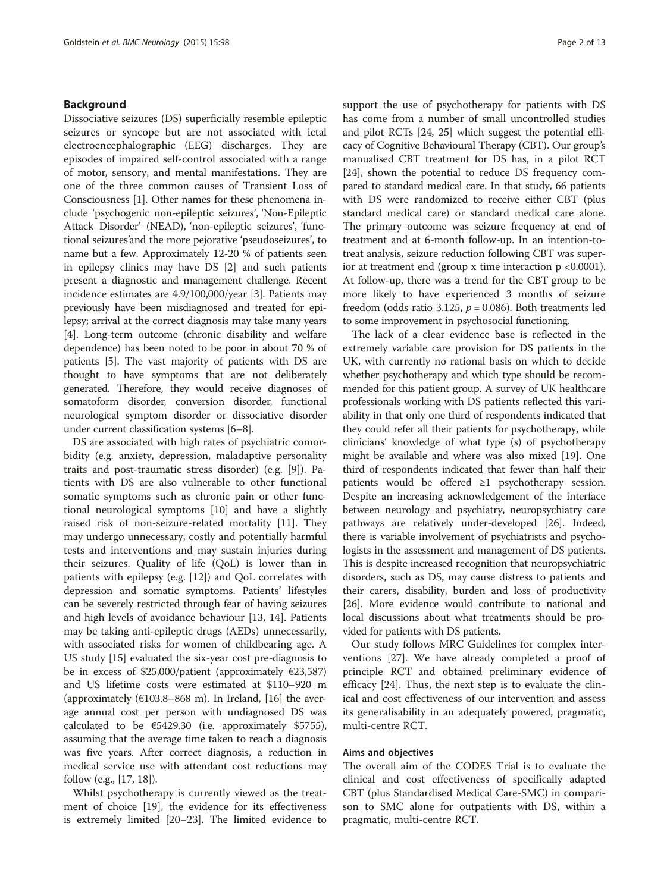## Background

Dissociative seizures (DS) superficially resemble epileptic seizures or syncope but are not associated with ictal electroencephalographic (EEG) discharges. They are episodes of impaired self-control associated with a range of motor, sensory, and mental manifestations. They are one of the three common causes of Transient Loss of Consciousness [1]. Other names for these phenomena include 'psychogenic non-epileptic seizures', 'Non-Epileptic Attack Disorder' (NEAD), 'non-epileptic seizures', 'functional seizures'and the more pejorative 'pseudoseizures', to name but a few. Approximately 12-20 % of patients seen in epilepsy clinics may have DS [2] and such patients present a diagnostic and management challenge. Recent incidence estimates are 4.9/100,000/year [3]. Patients may previously have been misdiagnosed and treated for epilepsy; arrival at the correct diagnosis may take many years [4]. Long-term outcome (chronic disability and welfare dependence) has been noted to be poor in about 70 % of patients [5]. The vast majority of patients with DS are thought to have symptoms that are not deliberately generated. Therefore, they would receive diagnoses of somatoform disorder, conversion disorder, functional neurological symptom disorder or dissociative disorder under current classification systems [6–8].

DS are associated with high rates of psychiatric comorbidity (e.g. anxiety, depression, maladaptive personality traits and post-traumatic stress disorder) (e.g. [9]). Patients with DS are also vulnerable to other functional somatic symptoms such as chronic pain or other functional neurological symptoms [10] and have a slightly raised risk of non-seizure-related mortality [11]. They may undergo unnecessary, costly and potentially harmful tests and interventions and may sustain injuries during their seizures. Quality of life (QoL) is lower than in patients with epilepsy (e.g. [12]) and QoL correlates with depression and somatic symptoms. Patients' lifestyles can be severely restricted through fear of having seizures and high levels of avoidance behaviour [13, 14]. Patients may be taking anti-epileptic drugs (AEDs) unnecessarily, with associated risks for women of childbearing age. A US study [15] evaluated the six-year cost pre-diagnosis to be in excess of $25,000/patient (approximately €23,587) and US lifetime costs were estimated at $110–920 m (approximately (€103.8–868 m). In Ireland, [16] the average annual cost per person with undiagnosed DS was calculated to be €5429.30 (i.e. approximately $5755), assuming that the average time taken to reach a diagnosis was five years. After correct diagnosis, a reduction in medical service use with attendant cost reductions may follow (e.g., [17, 18]).

Whilst psychotherapy is currently viewed as the treatment of choice [19], the evidence for its effectiveness is extremely limited [20–23]. The limited evidence to support the use of psychotherapy for patients with DS has come from a number of small uncontrolled studies and pilot RCTs [24, 25] which suggest the potential efficacy of Cognitive Behavioural Therapy (CBT). Our group's manualised CBT treatment for DS has, in a pilot RCT [24], shown the potential to reduce DS frequency compared to standard medical care. In that study, 66 patients with DS were randomized to receive either CBT (plus standard medical care) or standard medical care alone. The primary outcome was seizure frequency at end of treatment and at 6-month follow-up. In an intention-to-treat analysis, seizure reduction following CBT was superior at treatment end (group x time interaction $p < 0.0001$). At follow-up, there was a trend for the CBT group to be more likely to have experienced 3 months of seizure freedom (odds ratio 3.125, $p = 0.086$). Both treatments led to some improvement in psychosocial functioning.

The lack of a clear evidence base is reflected in the extremely variable care provision for DS patients in the UK, with currently no rational basis on which to decide whether psychotherapy and which type should be recommended for this patient group. A survey of UK healthcare professionals working with DS patients reflected this variability in that only one third of respondents indicated that they could refer all their patients for psychotherapy, while clinicians' knowledge of what type (s) of psychotherapy might be available and where was also mixed [19]. One third of respondents indicated that fewer than half their patients would be offered ≥1 psychotherapy session. Despite an increasing acknowledgement of the interface between neurology and psychiatry, neuropsychiatry care pathways are relatively under-developed [26]. Indeed, there is variable involvement of psychiatrists and psychologists in the assessment and management of DS patients. This is despite increased recognition that neuropsychiatric disorders, such as DS, may cause distress to patients and their carers, disability, burden and loss of productivity [26]. More evidence would contribute to national and local discussions about what treatments should be provided for patients with DS patients.

Our study follows MRC Guidelines for complex interventions [27]. We have already completed a proof of principle RCT and obtained preliminary evidence of efficacy [24]. Thus, the next step is to evaluate the clinical and cost effectiveness of our intervention and assess its generalisability in an adequately powered, pragmatic, multi-centre RCT.

### Aims and objectives

The overall aim of the CODES Trial is to evaluate the clinical and cost effectiveness of specifically adapted CBT (plus Standardised Medical Care-SMC) in comparison to SMC alone for outpatients with DS, within a pragmatic, multi-centre RCT.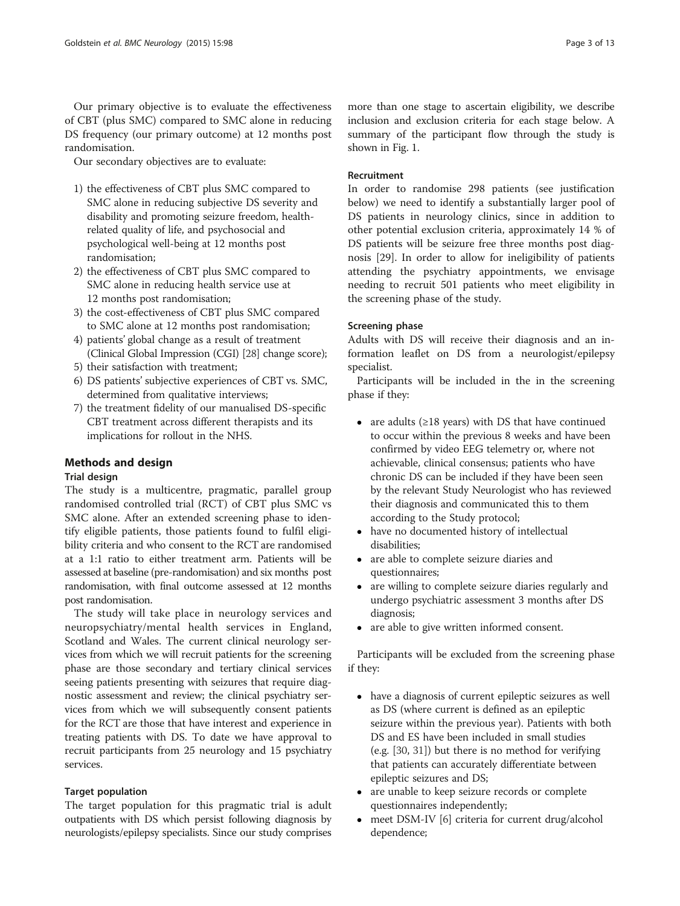Our primary objective is to evaluate the effectiveness of CBT (plus SMC) compared to SMC alone in reducing DS frequency (our primary outcome) at 12 months post randomisation.

Our secondary objectives are to evaluate:

1) the effectiveness of CBT plus SMC compared to SMC alone in reducing subjective DS severity and disability and promoting seizure freedom, health-related quality of life, and psychosocial and psychological well-being at 12 months post randomisation;
2) the effectiveness of CBT plus SMC compared to SMC alone in reducing health service use at 12 months post randomisation;
3) the cost-effectiveness of CBT plus SMC compared to SMC alone at 12 months post randomisation;
4) patients' global change as a result of treatment (Clinical Global Impression (CGI) [28] change score);
5) their satisfaction with treatment;
6) DS patients' subjective experiences of CBT vs. SMC, determined from qualitative interviews;
7) the treatment fidelity of our manualised DS-specific CBT treatment across different therapists and its implications for rollout in the NHS.

## Methods and design

### Trial design

The study is a multicentre, pragmatic, parallel group randomised controlled trial (RCT) of CBT plus SMC vs SMC alone. After an extended screening phase to identify eligible patients, those patients found to fulfil eligibility criteria and who consent to the RCT are randomised at a 1:1 ratio to either treatment arm. Patients will be assessed at baseline (pre-randomisation) and six months post randomisation, with final outcome assessed at 12 months post randomisation.

The study will take place in neurology services and neuropsychiatry/mental health services in England, Scotland and Wales. The current clinical neurology services from which we will recruit patients for the screening phase are those secondary and tertiary clinical services seeing patients presenting with seizures that require diagnostic assessment and review; the clinical psychiatry services from which we will subsequently consent patients for the RCT are those that have interest and experience in treating patients with DS. To date we have approval to recruit participants from 25 neurology and 15 psychiatry services.

### Target population

The target population for this pragmatic trial is adult outpatients with DS which persist following diagnosis by neurologists/epilepsy specialists. Since our study comprises more than one stage to ascertain eligibility, we describe inclusion and exclusion criteria for each stage below. A summary of the participant flow through the study is shown in Fig. 1.

### Recruitment

In order to randomise 298 patients (see justification below) we need to identify a substantially larger pool of DS patients in neurology clinics, since in addition to other potential exclusion criteria, approximately 14 % of DS patients will be seizure free three months post diagnosis [29]. In order to allow for ineligibility of patients attending the psychiatry appointments, we envisage needing to recruit 501 patients who meet eligibility in the screening phase of the study.

### Screening phase

Adults with DS will receive their diagnosis and an information leaflet on DS from a neurologist/epilepsy specialist.

Participants will be included in the in the screening phase if they:

- are adults (≥18 years) with DS that have continued to occur within the previous 8 weeks and have been confirmed by video EEG telemetry or, where not achievable, clinical consensus; patients who have chronic DS can be included if they have been seen by the relevant Study Neurologist who has reviewed their diagnosis and communicated this to them according to the Study protocol;
- have no documented history of intellectual disabilities;
- are able to complete seizure diaries and questionnaires;
- are willing to complete seizure diaries regularly and undergo psychiatric assessment 3 months after DS diagnosis;
- are able to give written informed consent.

Participants will be excluded from the screening phase if they:

- have a diagnosis of current epileptic seizures as well as DS (where current is defined as an epileptic seizure within the previous year). Patients with both DS and ES have been included in small studies (e.g. [30, 31]) but there is no method for verifying that patients can accurately differentiate between epileptic seizures and DS;
- are unable to keep seizure records or complete questionnaires independently;
- meet DSM-IV [6] criteria for current drug/alcohol dependence;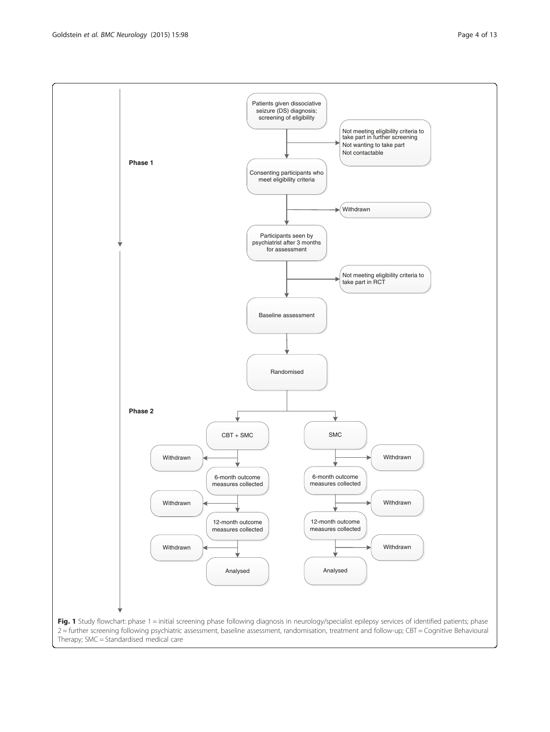Phase 1

Patients given dissociative seizure (DS) diagnosis; screening of eligibility

Not meeting eligibility criteria to take part in further screening
Not wanting to take part
Not contactable

Consenting participants who meet eligibility criteria

Withdrawn

Participants seen by psychiatrist after 3 months for assessment

Not meeting eligibility criteria to take part in RCT

Baseline assessment

Randomised

Phase 2

CBT + SMC

SMC

Withdrawn

Withdrawn

6-month outcome measures collected

6-month outcome measures collected

Withdrawn

Withdrawn

12-month outcome measures collected

12-month outcome measures collected

Withdrawn

Withdrawn

Analysed

Analysed

**Fig. 1** Study flowchart: phase 1 = initial screening phase following diagnosis in neurology/specialist epilepsy services of identified patients; phase 2 = further screening following psychiatric assessment, baseline assessment, randomisation, treatment and follow-up; CBT = Cognitive Behavioural Therapy; SMC = Standardised medical care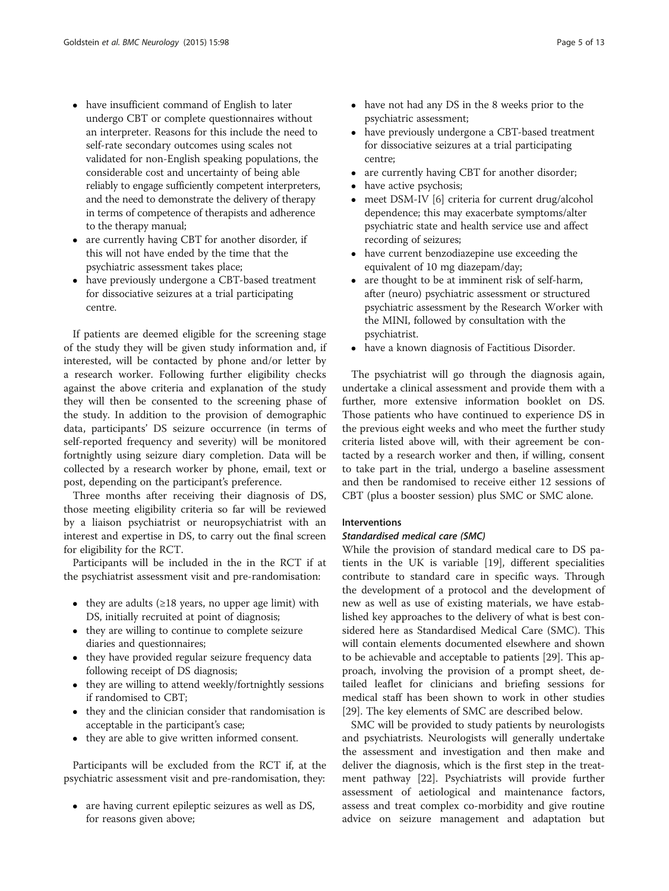- have insufficient command of English to later undergo CBT or complete questionnaires without an interpreter. Reasons for this include the need to self-rate secondary outcomes using scales not validated for non-English speaking populations, the considerable cost and uncertainty of being able reliably to engage sufficiently competent interpreters, and the need to demonstrate the delivery of therapy in terms of competence of therapists and adherence to the therapy manual;
- are currently having CBT for another disorder, if this will not have ended by the time that the psychiatric assessment takes place;
- have previously undergone a CBT-based treatment for dissociative seizures at a trial participating centre.

If patients are deemed eligible for the screening stage of the study they will be given study information and, if interested, will be contacted by phone and/or letter by a research worker. Following further eligibility checks against the above criteria and explanation of the study they will then be consented to the screening phase of the study. In addition to the provision of demographic data, participants' DS seizure occurrence (in terms of self-reported frequency and severity) will be monitored fortnightly using seizure diary completion. Data will be collected by a research worker by phone, email, text or post, depending on the participant's preference.

Three months after receiving their diagnosis of DS, those meeting eligibility criteria so far will be reviewed by a liaison psychiatrist or neuropsychiatrist with an interest and expertise in DS, to carry out the final screen for eligibility for the RCT.

Participants will be included in the in the RCT if at the psychiatrist assessment visit and pre-randomisation:

- they are adults (≥18 years, no upper age limit) with DS, initially recruited at point of diagnosis;
- they are willing to continue to complete seizure diaries and questionnaires;
- they have provided regular seizure frequency data following receipt of DS diagnosis;
- they are willing to attend weekly/fortnightly sessions if randomised to CBT;
- they and the clinician consider that randomisation is acceptable in the participant's case;
- they are able to give written informed consent.

Participants will be excluded from the RCT if, at the psychiatric assessment visit and pre-randomisation, they:

- are having current epileptic seizures as well as DS, for reasons given above;
- have not had any DS in the 8 weeks prior to the psychiatric assessment;
- have previously undergone a CBT-based treatment for dissociative seizures at a trial participating centre;
- are currently having CBT for another disorder;
- have active psychosis;
- meet DSM-IV [6] criteria for current drug/alcohol dependence; this may exacerbate symptoms/alter psychiatric state and health service use and affect recording of seizures;
- have current benzodiazepine use exceeding the equivalent of 10 mg diazepam/day;
- are thought to be at imminent risk of self-harm, after (neuro) psychiatric assessment or structured psychiatric assessment by the Research Worker with the MINI, followed by consultation with the psychiatrist.
- have a known diagnosis of Factitious Disorder.

The psychiatrist will go through the diagnosis again, undertake a clinical assessment and provide them with a further, more extensive information booklet on DS. Those patients who have continued to experience DS in the previous eight weeks and who meet the further study criteria listed above will, with their agreement be contacted by a research worker and then, if willing, consent to take part in the trial, undergo a baseline assessment and then be randomised to receive either 12 sessions of CBT (plus a booster session) plus SMC or SMC alone.

## Interventions

### *Standardised medical care (SMC)*

While the provision of standard medical care to DS patients in the UK is variable [19], different specialities contribute to standard care in specific ways. Through the development of a protocol and the development of new as well as use of existing materials, we have established key approaches to the delivery of what is best considered here as Standardised Medical Care (SMC). This will contain elements documented elsewhere and shown to be achievable and acceptable to patients [29]. This approach, involving the provision of a prompt sheet, detailed leaflet for clinicians and briefing sessions for medical staff has been shown to work in other studies [29]. The key elements of SMC are described below.

SMC will be provided to study patients by neurologists and psychiatrists. Neurologists will generally undertake the assessment and investigation and then make and deliver the diagnosis, which is the first step in the treatment pathway [22]. Psychiatrists will provide further assessment of aetiological and maintenance factors, assess and treat complex co-morbidity and give routine advice on seizure management and adaptation but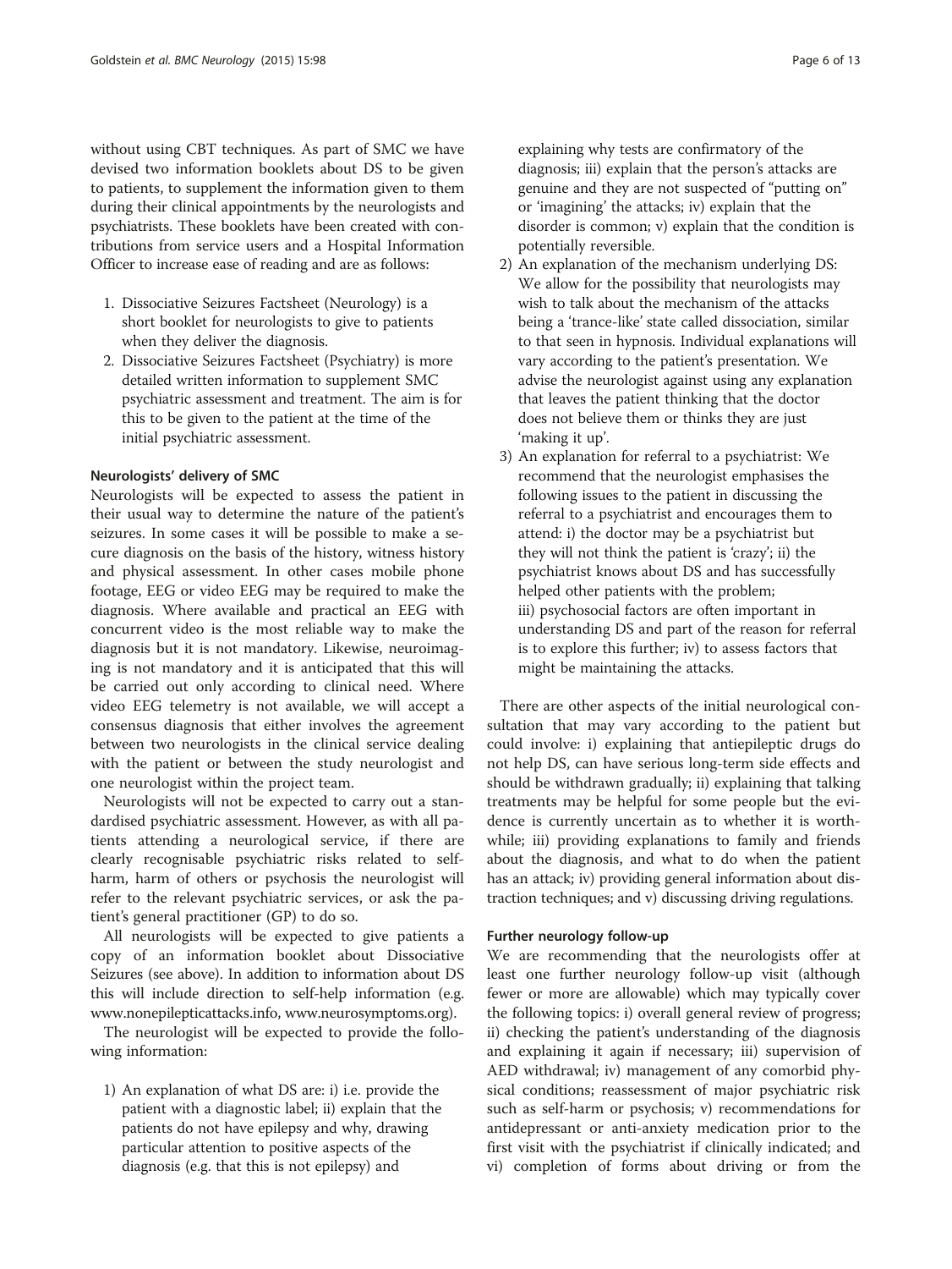without using CBT techniques. As part of SMC we have devised two information booklets about DS to be given to patients, to supplement the information given to them during their clinical appointments by the neurologists and psychiatrists. These booklets have been created with contributions from service users and a Hospital Information Officer to increase ease of reading and are as follows:

1. Dissociative Seizures Factsheet (Neurology) is a short booklet for neurologists to give to patients when they deliver the diagnosis.
2. Dissociative Seizures Factsheet (Psychiatry) is more detailed written information to supplement SMC psychiatric assessment and treatment. The aim is for this to be given to the patient at the time of the initial psychiatric assessment.

#### Neurologists' delivery of SMC

Neurologists will be expected to assess the patient in their usual way to determine the nature of the patient's seizures. In some cases it will be possible to make a secure diagnosis on the basis of the history, witness history and physical assessment. In other cases mobile phone footage, EEG or video EEG may be required to make the diagnosis. Where available and practical an EEG with concurrent video is the most reliable way to make the diagnosis but it is not mandatory. Likewise, neuroimaging is not mandatory and it is anticipated that this will be carried out only according to clinical need. Where video EEG telemetry is not available, we will accept a consensus diagnosis that either involves the agreement between two neurologists in the clinical service dealing with the patient or between the study neurologist and one neurologist within the project team.

Neurologists will not be expected to carry out a standardised psychiatric assessment. However, as with all patients attending a neurological service, if there are clearly recognisable psychiatric risks related to self-harm, harm of others or psychosis the neurologist will refer to the relevant psychiatric services, or ask the patient's general practitioner (GP) to do so.

All neurologists will be expected to give patients a copy of an information booklet about Dissociative Seizures (see above). In addition to information about DS this will include direction to self-help information (e.g. www.nonepilepticattacks.info, www.neurosymptoms.org).

The neurologist will be expected to provide the following information:

1) An explanation of what DS are: i) i.e. provide the patient with a diagnostic label; ii) explain that the patients do not have epilepsy and why, drawing particular attention to positive aspects of the diagnosis (e.g. that this is not epilepsy) and explaining why tests are confirmatory of the diagnosis; iii) explain that the person's attacks are genuine and they are not suspected of "putting on" or 'imagining' the attacks; iv) explain that the disorder is common; v) explain that the condition is potentially reversible.
2) An explanation of the mechanism underlying DS: We allow for the possibility that neurologists may wish to talk about the mechanism of the attacks being a 'trance-like' state called dissociation, similar to that seen in hypnosis. Individual explanations will vary according to the patient's presentation. We advise the neurologist against using any explanation that leaves the patient thinking that the doctor does not believe them or thinks they are just 'making it up'.
3) An explanation for referral to a psychiatrist: We recommend that the neurologist emphasises the following issues to the patient in discussing the referral to a psychiatrist and encourages them to attend: i) the doctor may be a psychiatrist but they will not think the patient is 'crazy'; ii) the psychiatrist knows about DS and has successfully helped other patients with the problem; iii) psychosocial factors are often important in understanding DS and part of the reason for referral is to explore this further; iv) to assess factors that might be maintaining the attacks.

There are other aspects of the initial neurological consultation that may vary according to the patient but could involve: i) explaining that antiepileptic drugs do not help DS, can have serious long-term side effects and should be withdrawn gradually; ii) explaining that talking treatments may be helpful for some people but the evidence is currently uncertain as to whether it is worthwhile; iii) providing explanations to family and friends about the diagnosis, and what to do when the patient has an attack; iv) providing general information about distraction techniques; and v) discussing driving regulations.

#### Further neurology follow-up

We are recommending that the neurologists offer at least one further neurology follow-up visit (although fewer or more are allowable) which may typically cover the following topics: i) overall general review of progress; ii) checking the patient's understanding of the diagnosis and explaining it again if necessary; iii) supervision of AED withdrawal; iv) management of any comorbid physical conditions; reassessment of major psychiatric risk such as self-harm or psychosis; v) recommendations for antidepressant or anti-anxiety medication prior to the first visit with the psychiatrist if clinically indicated; and vi) completion of forms about driving or from the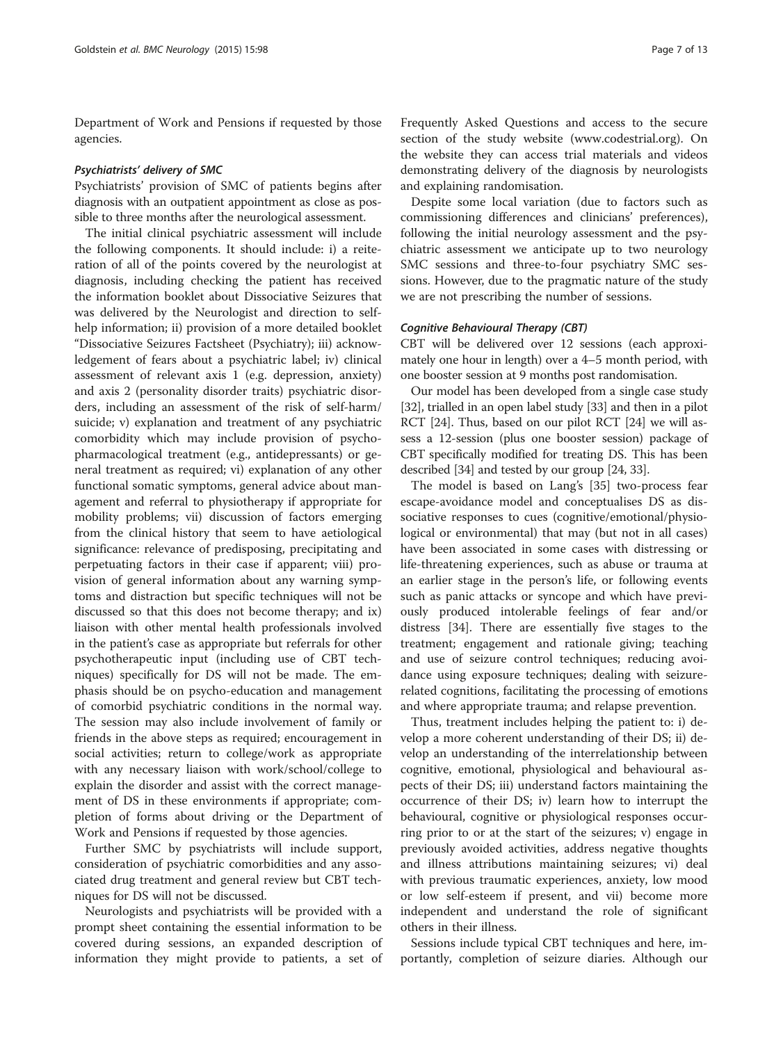Department of Work and Pensions if requested by those agencies.

#### *Psychiatrists' delivery of SMC*

Psychiatrists' provision of SMC of patients begins after diagnosis with an outpatient appointment as close as possible to three months after the neurological assessment.

The initial clinical psychiatric assessment will include the following components. It should include: i) a reiteration of all of the points covered by the neurologist at diagnosis, including checking the patient has received the information booklet about Dissociative Seizures that was delivered by the Neurologist and direction to self-help information; ii) provision of a more detailed booklet "Dissociative Seizures Factsheet (Psychiatry); iii) acknowledgement of fears about a psychiatric label; iv) clinical assessment of relevant axis 1 (e.g. depression, anxiety) and axis 2 (personality disorder traits) psychiatric disorders, including an assessment of the risk of self-harm/suicide; v) explanation and treatment of any psychiatric comorbidity which may include provision of psychopharmacological treatment (e.g., antidepressants) or general treatment as required; vi) explanation of any other functional somatic symptoms, general advice about management and referral to physiotherapy if appropriate for mobility problems; vii) discussion of factors emerging from the clinical history that seem to have aetiological significance: relevance of predisposing, precipitating and perpetuating factors in their case if apparent; viii) provision of general information about any warning symptoms and distraction but specific techniques will not be discussed so that this does not become therapy; and ix) liaison with other mental health professionals involved in the patient's case as appropriate but referrals for other psychotherapeutic input (including use of CBT techniques) specifically for DS will not be made. The emphasis should be on psycho-education and management of comorbid psychiatric conditions in the normal way. The session may also include involvement of family or friends in the above steps as required; encouragement in social activities; return to college/work as appropriate with any necessary liaison with work/school/college to explain the disorder and assist with the correct management of DS in these environments if appropriate; completion of forms about driving or the Department of Work and Pensions if requested by those agencies.

Further SMC by psychiatrists will include support, consideration of psychiatric comorbidities and any associated drug treatment and general review but CBT techniques for DS will not be discussed.

Neurologists and psychiatrists will be provided with a prompt sheet containing the essential information to be covered during sessions, an expanded description of information they might provide to patients, a set of Frequently Asked Questions and access to the secure section of the study website (www.codestrial.org). On the website they can access trial materials and videos demonstrating delivery of the diagnosis by neurologists and explaining randomisation.

Despite some local variation (due to factors such as commissioning differences and clinicians' preferences), following the initial neurology assessment and the psychiatric assessment we anticipate up to two neurology SMC sessions and three-to-four psychiatry SMC sessions. However, due to the pragmatic nature of the study we are not prescribing the number of sessions.

#### *Cognitive Behavioural Therapy (CBT)*

CBT will be delivered over 12 sessions (each approximately one hour in length) over a 4–5 month period, with one booster session at 9 months post randomisation.

Our model has been developed from a single case study [32], trialled in an open label study [33] and then in a pilot RCT [24]. Thus, based on our pilot RCT [24] we will assess a 12-session (plus one booster session) package of CBT specifically modified for treating DS. This has been described [34] and tested by our group [24, 33].

The model is based on Lang's [35] two-process fear escape-avoidance model and conceptualises DS as dissociative responses to cues (cognitive/emotional/physiological or environmental) that may (but not in all cases) have been associated in some cases with distressing or life-threatening experiences, such as abuse or trauma at an earlier stage in the person's life, or following events such as panic attacks or syncope and which have previously produced intolerable feelings of fear and/or distress [34]. There are essentially five stages to the treatment; engagement and rationale giving; teaching and use of seizure control techniques; reducing avoidance using exposure techniques; dealing with seizure-related cognitions, facilitating the processing of emotions and where appropriate trauma; and relapse prevention.

Thus, treatment includes helping the patient to: i) develop a more coherent understanding of their DS; ii) develop an understanding of the interrelationship between cognitive, emotional, physiological and behavioural aspects of their DS; iii) understand factors maintaining the occurrence of their DS; iv) learn how to interrupt the behavioural, cognitive or physiological responses occurring prior to or at the start of the seizures; v) engage in previously avoided activities, address negative thoughts and illness attributions maintaining seizures; vi) deal with previous traumatic experiences, anxiety, low mood or low self-esteem if present, and vii) become more independent and understand the role of significant others in their illness.

Sessions include typical CBT techniques and here, importantly, completion of seizure diaries. Although our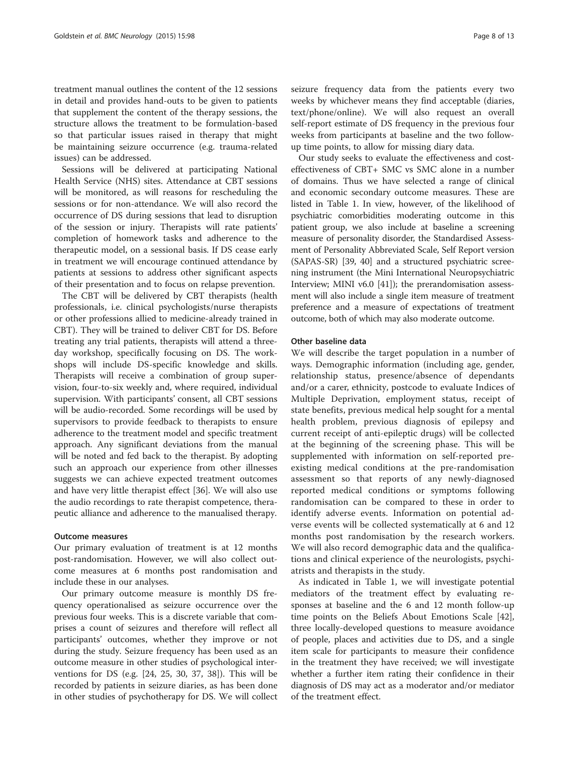treatment manual outlines the content of the 12 sessions in detail and provides hand-outs to be given to patients that supplement the content of the therapy sessions, the structure allows the treatment to be formulation-based so that particular issues raised in therapy that might be maintaining seizure occurrence (e.g. trauma-related issues) can be addressed.

Sessions will be delivered at participating National Health Service (NHS) sites. Attendance at CBT sessions will be monitored, as will reasons for rescheduling the sessions or for non-attendance. We will also record the occurrence of DS during sessions that lead to disruption of the session or injury. Therapists will rate patients' completion of homework tasks and adherence to the therapeutic model, on a sessional basis. If DS cease early in treatment we will encourage continued attendance by patients at sessions to address other significant aspects of their presentation and to focus on relapse prevention.

The CBT will be delivered by CBT therapists (health professionals, i.e. clinical psychologists/nurse therapists or other professions allied to medicine-already trained in CBT). They will be trained to deliver CBT for DS. Before treating any trial patients, therapists will attend a three-day workshop, specifically focusing on DS. The workshops will include DS-specific knowledge and skills. Therapists will receive a combination of group supervision, four-to-six weekly and, where required, individual supervision. With participants' consent, all CBT sessions will be audio-recorded. Some recordings will be used by supervisors to provide feedback to therapists to ensure adherence to the treatment model and specific treatment approach. Any significant deviations from the manual will be noted and fed back to the therapist. By adopting such an approach our experience from other illnesses suggests we can achieve expected treatment outcomes and have very little therapist effect [36]. We will also use the audio recordings to rate therapist competence, therapeutic alliance and adherence to the manualised therapy.

#### Outcome measures

Our primary evaluation of treatment is at 12 months post-randomisation. However, we will also collect outcome measures at 6 months post randomisation and include these in our analyses.

Our primary outcome measure is monthly DS frequency operationalised as seizure occurrence over the previous four weeks. This is a discrete variable that comprises a count of seizures and therefore will reflect all participants' outcomes, whether they improve or not during the study. Seizure frequency has been used as an outcome measure in other studies of psychological interventions for DS (e.g. [24, 25, 30, 37, 38]). This will be recorded by patients in seizure diaries, as has been done in other studies of psychotherapy for DS. We will collect seizure frequency data from the patients every two weeks by whichever means they find acceptable (diaries, text/phone/online). We will also request an overall self-report estimate of DS frequency in the previous four weeks from participants at baseline and the two follow-up time points, to allow for missing diary data.

Our study seeks to evaluate the effectiveness and cost-effectiveness of CBT+ SMC vs SMC alone in a number of domains. Thus we have selected a range of clinical and economic secondary outcome measures. These are listed in Table 1. In view, however, of the likelihood of psychiatric comorbidities moderating outcome in this patient group, we also include at baseline a screening measure of personality disorder, the Standardised Assessment of Personality Abbreviated Scale, Self Report version (SAPAS-SR) [39, 40] and a structured psychiatric screening instrument (the Mini International Neuropsychiatric Interview; MINI v6.0 [41]); the prerandomisation assessment will also include a single item measure of treatment preference and a measure of expectations of treatment outcome, both of which may also moderate outcome.

#### Other baseline data

We will describe the target population in a number of ways. Demographic information (including age, gender, relationship status, presence/absence of dependants and/or a carer, ethnicity, postcode to evaluate Indices of Multiple Deprivation, employment status, receipt of state benefits, previous medical help sought for a mental health problem, previous diagnosis of epilepsy and current receipt of anti-epileptic drugs) will be collected at the beginning of the screening phase. This will be supplemented with information on self-reported pre-existing medical conditions at the pre-randomisation assessment so that reports of any newly-diagnosed reported medical conditions or symptoms following randomisation can be compared to these in order to identify adverse events. Information on potential adverse events will be collected systematically at 6 and 12 months post randomisation by the research workers. We will also record demographic data and the qualifications and clinical experience of the neurologists, psychiatrists and therapists in the study.

As indicated in Table 1, we will investigate potential mediators of the treatment effect by evaluating responses at baseline and the 6 and 12 month follow-up time points on the Beliefs About Emotions Scale [42], three locally-developed questions to measure avoidance of people, places and activities due to DS, and a single item scale for participants to measure their confidence in the treatment they have received; we will investigate whether a further item rating their confidence in their diagnosis of DS may act as a moderator and/or mediator of the treatment effect.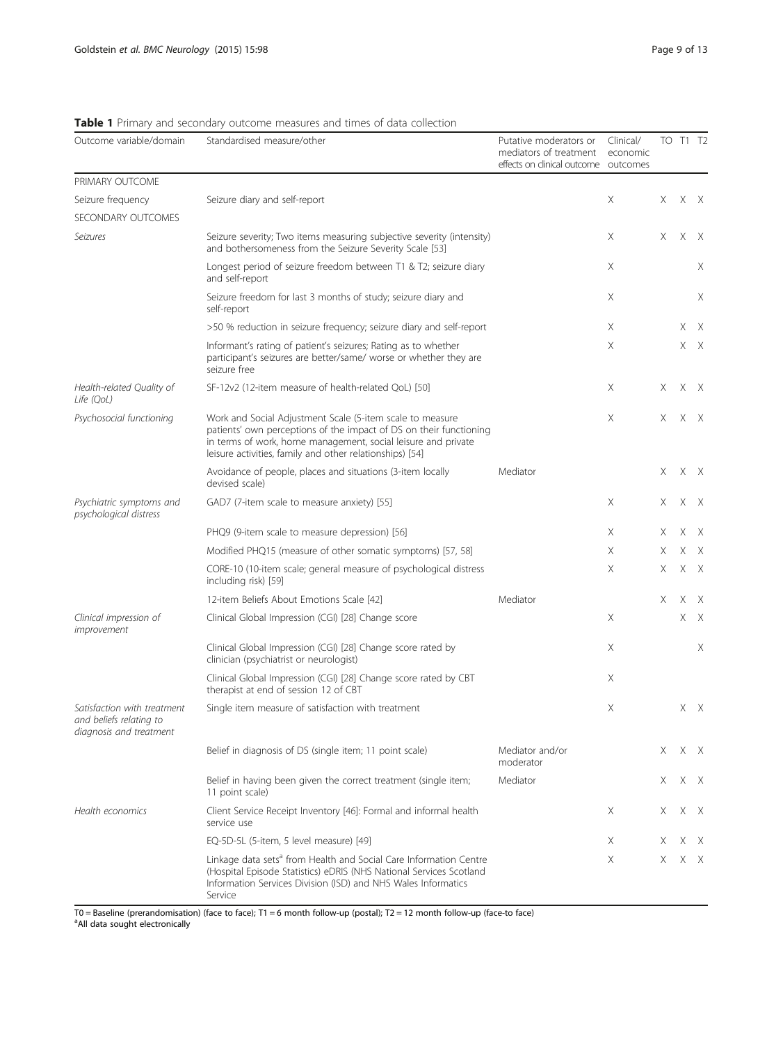**Table 1** Primary and secondary outcome measures and times of data collection

| Outcome variable/domain | Standardised measure/other | Putative moderators or mediators of treatment effects on clinical outcome | Clinical/ economic outcomes | TO | T1 | T2 |
|---|---|---|---|---|---|---|
| PRIMARY OUTCOME | | | | | | |
| Seizure frequency | Seizure diary and self-report | | X | X | X | X |
| SECONDARY OUTCOMES | | | | | | |
| *Seizures* | Seizure severity; Two items measuring subjective severity (intensity) and bothersomeness from the Seizure Severity Scale [53] | | X | X | X | X |
| | Longest period of seizure freedom between T1 & T2; seizure diary and self-report | | X | | | X |
| | Seizure freedom for last 3 months of study; seizure diary and self-report | | X | | | X |
| | >50 % reduction in seizure frequency; seizure diary and self-report | | X | | X | X |
| | Informant's rating of patient's seizures; Rating as to whether participant's seizures are better/same/ worse or whether they are seizure free | | X | | X | X |
| *Health-related Quality of Life (QoL)* | SF-12v2 (12-item measure of health-related QoL) [50] | | X | X | X | X |
| *Psychosocial functioning* | Work and Social Adjustment Scale (5-item scale to measure patients' own perceptions of the impact of DS on their functioning in terms of work, home management, social leisure and private leisure activities, family and other relationships) [54] | | X | X | X | X |
| | Avoidance of people, places and situations (3-item locally devised scale) | Mediator | | X | X | X |
| *Psychiatric symptoms and psychological distress* | GAD7 (7-item scale to measure anxiety) [55] | | X | X | X | X |
| | PHQ9 (9-item scale to measure depression) [56] | | X | X | X | X |
| | Modified PHQ15 (measure of other somatic symptoms) [57, 58] | | X | X | X | X |
| | CORE-10 (10-item scale; general measure of psychological distress including risk) [59] | | X | X | X | X |
| | 12-item Beliefs About Emotions Scale [42] | Mediator | | X | X | X |
| *Clinical impression of improvement* | Clinical Global Impression (CGI) [28] Change score | | X | | X | X |
| | Clinical Global Impression (CGI) [28] Change score rated by clinician (psychiatrist or neurologist) | | X | | | X |
| | Clinical Global Impression (CGI) [28] Change score rated by CBT therapist at end of session 12 of CBT | | X | | | |
| *Satisfaction with treatment and beliefs relating to diagnosis and treatment* | Single item measure of satisfaction with treatment | | X | | X | X |
| | Belief in diagnosis of DS (single item; 11 point scale) | Mediator and/or moderator | | X | X | X |
| | Belief in having been given the correct treatment (single item; 11 point scale) | Mediator | | X | X | X |
| *Health economics* | Client Service Receipt Inventory [46]: Formal and informal health service use | | X | X | X | X |
| | EQ-5D-5L (5-item, 5 level measure) [49] | | X | X | X | X |
| | Linkage data sets[a] from Health and Social Care Information Centre (Hospital Episode Statistics) eDRIS (NHS National Services Scotland Information Services Division (ISD) and NHS Wales Informatics Service | | X | X | X | X |

T0 = Baseline (prerandomisation) (face to face); T1 = 6 month follow-up (postal); T2 = 12 month follow-up (face-to face)
[a]All data sought electronically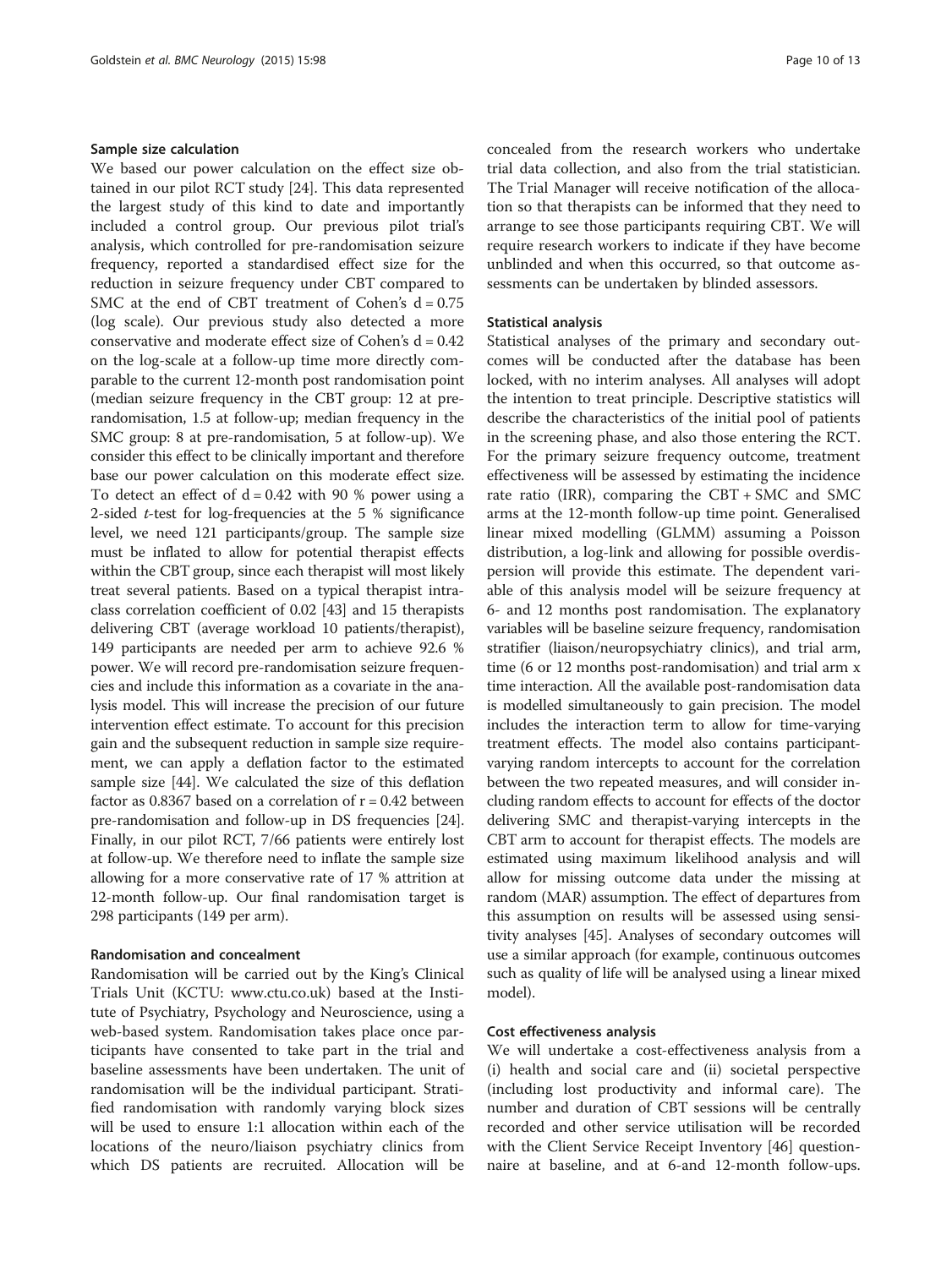### Sample size calculation

We based our power calculation on the effect size obtained in our pilot RCT study [24]. This data represented the largest study of this kind to date and importantly included a control group. Our previous pilot trial's analysis, which controlled for pre-randomisation seizure frequency, reported a standardised effect size for the reduction in seizure frequency under CBT compared to SMC at the end of CBT treatment of Cohen's $d = 0.75$ (log scale). Our previous study also detected a more conservative and moderate effect size of Cohen's $d = 0.42$ on the log-scale at a follow-up time more directly comparable to the current 12-month post randomisation point (median seizure frequency in the CBT group: 12 at pre-randomisation, 1.5 at follow-up; median frequency in the SMC group: 8 at pre-randomisation, 5 at follow-up). We consider this effect to be clinically important and therefore base our power calculation on this moderate effect size. To detect an effect of $d = 0.42$ with 90 % power using a 2-sided *t*-test for log-frequencies at the 5 % significance level, we need 121 participants/group. The sample size must be inflated to allow for potential therapist effects within the CBT group, since each therapist will most likely treat several patients. Based on a typical therapist intraclass correlation coefficient of 0.02 [43] and 15 therapists delivering CBT (average workload 10 patients/therapist), 149 participants are needed per arm to achieve 92.6 % power. We will record pre-randomisation seizure frequencies and include this information as a covariate in the analysis model. This will increase the precision of our future intervention effect estimate. To account for this precision gain and the subsequent reduction in sample size requirement, we can apply a deflation factor to the estimated sample size [44]. We calculated the size of this deflation factor as 0.8367 based on a correlation of $r = 0.42$ between pre-randomisation and follow-up in DS frequencies [24]. Finally, in our pilot RCT, 7/66 patients were entirely lost at follow-up. We therefore need to inflate the sample size allowing for a more conservative rate of 17 % attrition at 12-month follow-up. Our final randomisation target is 298 participants (149 per arm).

### Randomisation and concealment

Randomisation will be carried out by the King's Clinical Trials Unit (KCTU: www.ctu.co.uk) based at the Institute of Psychiatry, Psychology and Neuroscience, using a web-based system. Randomisation takes place once participants have consented to take part in the trial and baseline assessments have been undertaken. The unit of randomisation will be the individual participant. Stratified randomisation with randomly varying block sizes will be used to ensure 1:1 allocation within each of the locations of the neuro/liaison psychiatry clinics from which DS patients are recruited. Allocation will be concealed from the research workers who undertake trial data collection, and also from the trial statistician. The Trial Manager will receive notification of the allocation so that therapists can be informed that they need to arrange to see those participants requiring CBT. We will require research workers to indicate if they have become unblinded and when this occurred, so that outcome assessments can be undertaken by blinded assessors.

### Statistical analysis

Statistical analyses of the primary and secondary outcomes will be conducted after the database has been locked, with no interim analyses. All analyses will adopt the intention to treat principle. Descriptive statistics will describe the characteristics of the initial pool of patients in the screening phase, and also those entering the RCT. For the primary seizure frequency outcome, treatment effectiveness will be assessed by estimating the incidence rate ratio (IRR), comparing the CBT + SMC and SMC arms at the 12-month follow-up time point. Generalised linear mixed modelling (GLMM) assuming a Poisson distribution, a log-link and allowing for possible overdispersion will provide this estimate. The dependent variable of this analysis model will be seizure frequency at 6- and 12 months post randomisation. The explanatory variables will be baseline seizure frequency, randomisation stratifier (liaison/neuropsychiatry clinics), and trial arm, time (6 or 12 months post-randomisation) and trial arm x time interaction. All the available post-randomisation data is modelled simultaneously to gain precision. The model includes the interaction term to allow for time-varying treatment effects. The model also contains participant-varying random intercepts to account for the correlation between the two repeated measures, and will consider including random effects to account for effects of the doctor delivering SMC and therapist-varying intercepts in the CBT arm to account for therapist effects. The models are estimated using maximum likelihood analysis and will allow for missing outcome data under the missing at random (MAR) assumption. The effect of departures from this assumption on results will be assessed using sensitivity analyses [45]. Analyses of secondary outcomes will use a similar approach (for example, continuous outcomes such as quality of life will be analysed using a linear mixed model).

### Cost effectiveness analysis

We will undertake a cost-effectiveness analysis from a (i) health and social care and (ii) societal perspective (including lost productivity and informal care). The number and duration of CBT sessions will be centrally recorded and other service utilisation will be recorded with the Client Service Receipt Inventory [46] questionnaire at baseline, and at 6-and 12-month follow-ups.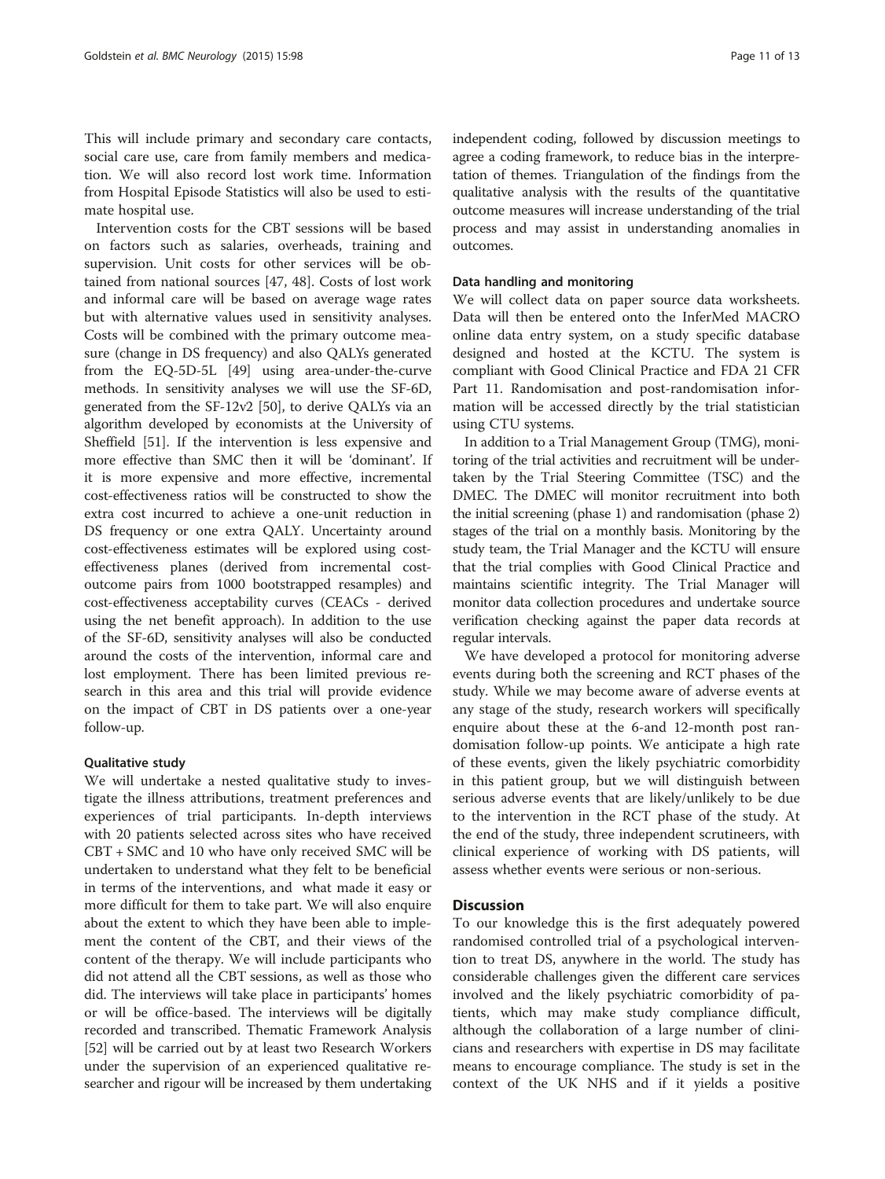This will include primary and secondary care contacts, social care use, care from family members and medication. We will also record lost work time. Information from Hospital Episode Statistics will also be used to estimate hospital use.

Intervention costs for the CBT sessions will be based on factors such as salaries, overheads, training and supervision. Unit costs for other services will be obtained from national sources [47, 48]. Costs of lost work and informal care will be based on average wage rates but with alternative values used in sensitivity analyses. Costs will be combined with the primary outcome measure (change in DS frequency) and also QALYs generated from the EQ-5D-5L [49] using area-under-the-curve methods. In sensitivity analyses we will use the SF-6D, generated from the SF-12v2 [50], to derive QALYs via an algorithm developed by economists at the University of Sheffield [51]. If the intervention is less expensive and more effective than SMC then it will be 'dominant'. If it is more expensive and more effective, incremental cost-effectiveness ratios will be constructed to show the extra cost incurred to achieve a one-unit reduction in DS frequency or one extra QALY. Uncertainty around cost-effectiveness estimates will be explored using cost-effectiveness planes (derived from incremental cost-outcome pairs from 1000 bootstrapped resamples) and cost-effectiveness acceptability curves (CEACs - derived using the net benefit approach). In addition to the use of the SF-6D, sensitivity analyses will also be conducted around the costs of the intervention, informal care and lost employment. There has been limited previous research in this area and this trial will provide evidence on the impact of CBT in DS patients over a one-year follow-up.

#### Qualitative study

We will undertake a nested qualitative study to investigate the illness attributions, treatment preferences and experiences of trial participants. In-depth interviews with 20 patients selected across sites who have received CBT + SMC and 10 who have only received SMC will be undertaken to understand what they felt to be beneficial in terms of the interventions, and what made it easy or more difficult for them to take part. We will also enquire about the extent to which they have been able to implement the content of the CBT, and their views of the content of the therapy. We will include participants who did not attend all the CBT sessions, as well as those who did. The interviews will take place in participants' homes or will be office-based. The interviews will be digitally recorded and transcribed. Thematic Framework Analysis [52] will be carried out by at least two Research Workers under the supervision of an experienced qualitative researcher and rigour will be increased by them undertaking independent coding, followed by discussion meetings to agree a coding framework, to reduce bias in the interpretation of themes. Triangulation of the findings from the qualitative analysis with the results of the quantitative outcome measures will increase understanding of the trial process and may assist in understanding anomalies in outcomes.

#### Data handling and monitoring

We will collect data on paper source data worksheets. Data will then be entered onto the InferMed MACRO online data entry system, on a study specific database designed and hosted at the KCTU. The system is compliant with Good Clinical Practice and FDA 21 CFR Part 11. Randomisation and post-randomisation information will be accessed directly by the trial statistician using CTU systems.

In addition to a Trial Management Group (TMG), monitoring of the trial activities and recruitment will be undertaken by the Trial Steering Committee (TSC) and the DMEC. The DMEC will monitor recruitment into both the initial screening (phase 1) and randomisation (phase 2) stages of the trial on a monthly basis. Monitoring by the study team, the Trial Manager and the KCTU will ensure that the trial complies with Good Clinical Practice and maintains scientific integrity. The Trial Manager will monitor data collection procedures and undertake source verification checking against the paper data records at regular intervals.

We have developed a protocol for monitoring adverse events during both the screening and RCT phases of the study. While we may become aware of adverse events at any stage of the study, research workers will specifically enquire about these at the 6-and 12-month post randomisation follow-up points. We anticipate a high rate of these events, given the likely psychiatric comorbidity in this patient group, but we will distinguish between serious adverse events that are likely/unlikely to be due to the intervention in the RCT phase of the study. At the end of the study, three independent scrutineers, with clinical experience of working with DS patients, will assess whether events were serious or non-serious.

## Discussion

To our knowledge this is the first adequately powered randomised controlled trial of a psychological intervention to treat DS, anywhere in the world. The study has considerable challenges given the different care services involved and the likely psychiatric comorbidity of patients, which may make study compliance difficult, although the collaboration of a large number of clinicians and researchers with expertise in DS may facilitate means to encourage compliance. The study is set in the context of the UK NHS and if it yields a positive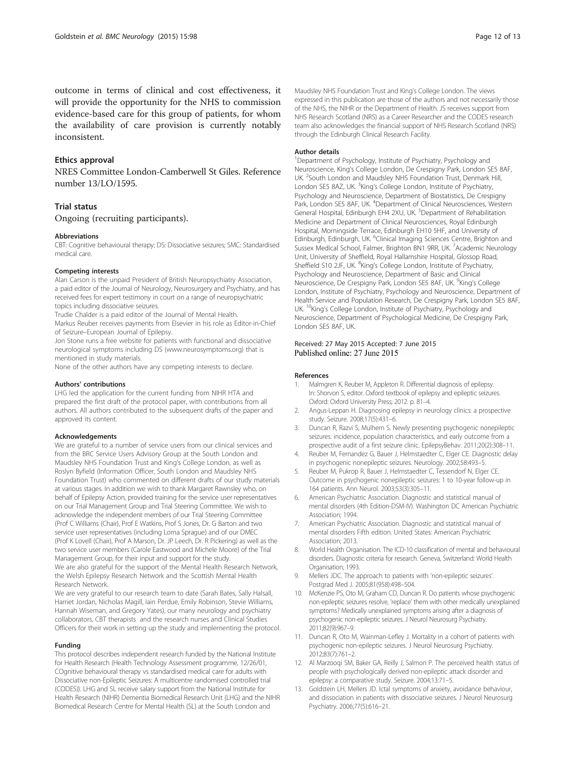outcome in terms of clinical and cost effectiveness, it will provide the opportunity for the NHS to commission evidence-based care for this group of patients, for whom the availability of care provision is currently notably inconsistent.

## Ethics approval

NRES Committee London-Camberwell St Giles. Reference number 13/LO/1595.

## Trial status

Ongoing (recruiting participants).

#### Abbreviations

CBT: Cognitive behavioural therapy; DS: Dissociative seizures; SMC: Standardised medical care.

#### Competing interests

Alan Carson is the unpaid President of British Neuropsychiatry Association, a paid editor of the Journal of Neurology, Neurosurgery and Psychiatry, and has received fees for expert testimony in court on a range of neuropsychiatric topics including dissociative seizures.

Trudie Chalder is a paid editor of the Journal of Mental Health.

Markus Reuber receives payments from Elsevier in his role as Editor-in-Chief of Seizure–European Journal of Epilepsy.

Jon Stone runs a free website for patients with functional and dissociative neurological symptoms including DS (www.neurosymptoms.org) that is mentioned in study materials.

None of the other authors have any competing interests to declare.

#### Authors' contributions

LHG led the application for the current funding from NIHR HTA and prepared the first draft of the protocol paper, with contributions from all authors. All authors contributed to the subsequent drafts of the paper and approved its content.

#### Acknowledgements

We are grateful to a number of service users from our clinical services and from the BRC Service Users Advisory Group at the South London and Maudsley NHS Foundation Trust and King's College London, as well as Roslyn Byfield (Information Officer, South London and Maudsley NHS Foundation Trust) who commented on different drafts of our study materials at various stages. In addition we wish to thank Margaret Rawnsley who, on behalf of Epilepsy Action, provided training for the service user representatives on our Trial Management Group and Trial Steering Committee. We wish to acknowledge the independent members of our Trial Steering Committee (Prof C Williams (Chair), Prof E Watkins, Prof S Jones, Dr. G Barton and two service user representatives (including Lorna Sprague) and of our DMEC (Prof K Lovell (Chair), Prof A Marson, Dr. JP Leech, Dr. R Pickering) as well as the two service user members (Carole Eastwood and Michele Moore) of the Trial Management Group, for their input and support for the study.

We are also grateful for the support of the Mental Health Research Network, the Welsh Epilepsy Research Network and the Scottish Mental Health Research Network.

We are very grateful to our research team to date (Sarah Bates, Sally Halsall, Harriet Jordan, Nicholas Magill, Iain Perdue, Emily Robinson, Stevie Williams, Hannah Wiseman, and Gregory Yates), our many neurology and psychiatry collaborators, CBT therapists and the research nurses and Clinical Studies Officers for their work in setting up the study and implementing the protocol.

#### Funding

This protocol describes independent research funded by the National Institute for Health Research (Health Technology Assessment programme, 12/26/01, COgnitive behavioural therapy vs standardised medical care for adults with Dissociative non-Epileptic Seizures: A multicentre randomised controlled trial (CODES)). LHG and SL receive salary support from the National Institute for Health Research (NIHR) Dementia Biomedical Research Unit (LHG) and the NIHR Biomedical Research Centre for Mental Health (SL) at the South London and Maudsley NHS Foundation Trust and King's College London. The views expressed in this publication are those of the authors and not necessarily those of the NHS, the NIHR or the Department of Health. JS receives support from NHS Research Scotland (NRS) as a Career Researcher and the CODES research team also acknowledges the financial support of NHS Research Scotland (NRS) through the Edinburgh Clinical Research Facility.

#### Author details

[1]Department of Psychology, Institute of Psychiatry, Psychology and Neuroscience, King's College London, De Crespigny Park, London SE5 8AF, UK. [2]South London and Maudsley NHS Foundation Trust, Denmark Hill, London SE5 8AZ, UK. [3]King's College London, Institute of Psychiatry, Psychology and Neuroscience, Department of Biostatistics, De Crespigny Park, London SE5 8AF, UK. [4]Department of Clinical Neurosciences, Western General Hospital, Edinburgh EH4 2XU, UK. [5]Department of Rehabilitation Medicine and Department of Clinical Neurosciences, Royal Edinburgh Hospital, Morningside Terrace, Edinburgh EH10 5HF, and University of Edinburgh, Edinburgh, UK. [6]Clinical Imaging Sciences Centre, Brighton and Sussex Medical School, Falmer, Brighton BN1 9RR, UK. [7]Academic Neurology Unit, University of Sheffield, Royal Hallamshire Hospital, Glossop Road, Sheffield S10 2JF, UK. [8]King's College London, Institute of Psychiatry, Psychology and Neuroscience, Department of Basic and Clinical Neuroscience, De Crespigny Park, London SE5 8AF, UK. [9]King's College London, Institute of Psychiatry, Psychology and Neuroscience, Department of Health Service and Population Research, De Crespigny Park, London SE5 8AF, UK. [10]King's College London, Institute of Psychiatry, Psychology and Neuroscience, Department of Psychological Medicine, De Crespigny Park, London SE5 8AF, UK.

Received: 27 May 2015 Accepted: 7 June 2015
Published online: 27 June 2015

#### References

1. Malmgren K, Reuber M, Appleton R. Differential diagnosis of epilepsy. In: Shorvon S, editor. Oxford textbook of epilepsy and epileptic seizures. Oxford: Oxford University Press; 2012. p. 81–4.
2. Angus-Leppan H. Diagnosing epilepsy in neurology clinics: a prospective study. Seizure. 2008;17(5):431–6.
3. Duncan R, Razvi S, Mulhern S. Newly presenting psychogenic nonepileptic seizures: incidence, population characteristics, and early outcome from a prospective audit of a first seizure clinic. EpilepsyBehav. 2011;20(2):308–11.
4. Reuber M, Fernandez G, Bauer J, Helmstaedter C, Elger CE. Diagnostic delay in psychogenic nonepileptic seizures. Neurology. 2002;58:493–5.
5. Reuber M, Pukrop R, Bauer J, Helmstaedter C, Tessendorf N, Elger CE. Outcome in psychogenic nonepileptic seizures: 1 to 10-year follow-up in 164 patients. Ann Neurol. 2003;53(3):305–11.
6. American Psychiatric Association. Diagnostic and statistical manual of mental disorders (4th Edition-DSM-IV). Washington DC American Psychiatric Association; 1994.
7. American Psychiatric Association. Diagnostic and statistical manual of mental disorders Fifth edition. United States: American Psychiatric Association; 2013.
8. World Health Organisation. The ICD-10 classification of mental and behavioural disorders. Diagnostic criteria for research. Geneva, Switzerland: World Health Organisation; 1993.
9. Mellers JDC. The approach to patients with 'non-epileptic seizures'. Postgrad Med J. 2005;81(958):498–504.
10. McKenzie PS, Oto M, Graham CD, Duncan R. Do patients whose psychogenic non-epileptic seizures resolve, 'replace' them with other medically unexplained symptoms? Medically unexplained symptoms arising after a diagnosis of psychogenic non-epileptic seizures. J Neurol Neurosurg Psychiatry. 2011;82(9):967–9.
11. Duncan R, Oto M, Wainman-Lefley J. Mortality in a cohort of patients with psychogenic non-epileptic seizures. J Neurol Neurosurg Psychiatry. 2012;83(7):761–2.
12. Al Marzooqi SM, Baker GA, Reilly J, Salmon P. The perceived health status of people with psychologically derived non-epileptic attack disorder and epilepsy: a comparative study. Seizure. 2004;13:71–5.
13. Goldstein LH, Mellers JD. Ictal symptoms of anxiety, avoidance behaviour, and dissociation in patients with dissociative seizures. J Neurol Neurosurg Psychiatry. 2006;77(5):616–21.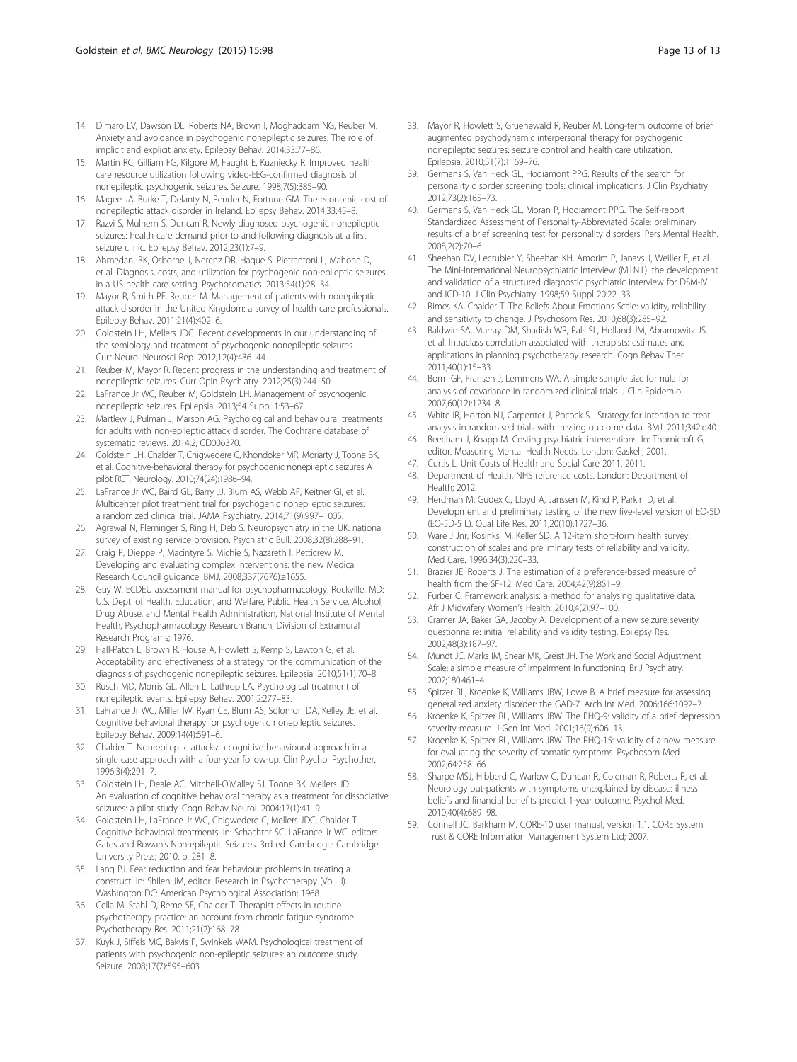14. Dimaro LV, Dawson DL, Roberts NA, Brown I, Moghaddam NG, Reuber M. Anxiety and avoidance in psychogenic nonepileptic seizures: The role of implicit and explicit anxiety. Epilepsy Behav. 2014;33:77–86.
15. Martin RC, Gilliam FG, Kilgore M, Faught E, Kuzniecky R. Improved health care resource utilization following video-EEG-confirmed diagnosis of nonepileptic psychogenic seizures. Seizure. 1998;7(5):385–90.
16. Magee JA, Burke T, Delanty N, Pender N, Fortune GM. The economic cost of nonepileptic attack disorder in Ireland. Epilepsy Behav. 2014;33:45–8.
17. Razvi S, Mulhern S, Duncan R. Newly diagnosed psychogenic nonepileptic seizures: health care demand prior to and following diagnosis at a first seizure clinic. Epilepsy Behav. 2012;23(1):7–9.
18. Ahmedani BK, Osborne J, Nerenz DR, Haque S, Pietrantoni L, Mahone D, et al. Diagnosis, costs, and utilization for psychogenic non-epileptic seizures in a US health care setting. Psychosomatics. 2013;54(1):28–34.
19. Mayor R, Smith PE, Reuber M. Management of patients with nonepileptic attack disorder in the United Kingdom: a survey of health care professionals. Epilepsy Behav. 2011;21(4):402–6.
20. Goldstein LH, Mellers JDC. Recent developments in our understanding of the semiology and treatment of psychogenic nonepileptic seizures. Curr Neurol Neurosci Rep. 2012;12(4):436–44.
21. Reuber M, Mayor R. Recent progress in the understanding and treatment of nonepileptic seizures. Curr Opin Psychiatry. 2012;25(3):244–50.
22. LaFrance Jr WC, Reuber M, Goldstein LH. Management of psychogenic nonepileptic seizures. Epilepsia. 2013;54 Suppl 1:53–67.
23. Martlew J, Pulman J, Marson AG. Psychological and behavioural treatments for adults with non-epileptic attack disorder. The Cochrane database of systematic reviews. 2014;2, CD006370.
24. Goldstein LH, Chalder T, Chigwedere C, Khondoker MR, Moriarty J, Toone BK, et al. Cognitive-behavioral therapy for psychogenic nonepileptic seizures A pilot RCT. Neurology. 2010;74(24):1986–94.
25. LaFrance Jr WC, Baird GL, Barry JJ, Blum AS, Webb AF, Keitner GI, et al. Multicenter pilot treatment trial for psychogenic nonepileptic seizures: a randomized clinical trial. JAMA Psychiatry. 2014;71(9):997–1005.
26. Agrawal N, Fleminger S, Ring H, Deb S. Neuropsychiatry in the UK: national survey of existing service provision. Psychiatric Bull. 2008;32(8):288–91.
27. Craig P, Dieppe P, Macintyre S, Michie S, Nazareth I, Petticrew M. Developing and evaluating complex interventions: the new Medical Research Council guidance. BMJ. 2008;337(7676):a1655.
28. Guy W. ECDEU assessment manual for psychopharmacology. Rockville, MD: U.S. Dept. of Health, Education, and Welfare, Public Health Service, Alcohol, Drug Abuse, and Mental Health Administration, National Institute of Mental Health, Psychopharmacology Research Branch, Division of Extramural Research Programs; 1976.
29. Hall-Patch L, Brown R, House A, Howlett S, Kemp S, Lawton G, et al. Acceptability and effectiveness of a strategy for the communication of the diagnosis of psychogenic nonepileptic seizures. Epilepsia. 2010;51(1):70–8.
30. Rusch MD, Morris GL, Allen L, Lathrop LA. Psychological treatment of nonepileptic events. Epilepsy Behav. 2001;2:277–83.
31. LaFrance Jr WC, Miller IW, Ryan CE, Blum AS, Solomon DA, Kelley JE, et al. Cognitive behavioral therapy for psychogenic nonepileptic seizures. Epilepsy Behav. 2009;14(4):591–6.
32. Chalder T. Non-epileptic attacks: a cognitive behavioural approach in a single case approach with a four-year follow-up. Clin Psychol Psychother. 1996;3(4):291–7.
33. Goldstein LH, Deale AC, Mitchell-O'Malley SJ, Toone BK, Mellers JD. An evaluation of cognitive behavioral therapy as a treatment for dissociative seizures: a pilot study. Cogn Behav Neurol. 2004;17(1):41–9.
34. Goldstein LH, LaFrance Jr WC, Chigwedere C, Mellers JDC, Chalder T. Cognitive behavioral treatments. In: Schachter SC, LaFrance Jr WC, editors. Gates and Rowan's Non-epileptic Seizures. 3rd ed. Cambridge: Cambridge University Press; 2010. p. 281–8.
35. Lang PJ. Fear reduction and fear behaviour: problems in treating a construct. In: Shilen JM, editor. Research in Psychotherapy (Vol III). Washington DC: American Psychological Association; 1968.
36. Cella M, Stahl D, Reme SE, Chalder T. Therapist effects in routine psychotherapy practice: an account from chronic fatigue syndrome. Psychotherapy Res. 2011;21(2):168–78.
37. Kuyk J, Siffels MC, Bakvis P, Swinkels WAM. Psychological treatment of patients with psychogenic non-epileptic seizures: an outcome study. Seizure. 2008;17(7):595–603.
38. Mayor R, Howlett S, Gruenewald R, Reuber M. Long-term outcome of brief augmented psychodynamic interpersonal therapy for psychogenic nonepileptic seizures: seizure control and health care utilization. Epilepsia. 2010;51(7):1169–76.
39. Germans S, Van Heck GL, Hodiamont PPG. Results of the search for personality disorder screening tools: clinical implications. J Clin Psychiatry. 2012;73(2):165–73.
40. Germans S, Van Heck GL, Moran P, Hodiamont PPG. The Self-report Standardized Assessment of Personality-Abbreviated Scale: preliminary results of a brief screening test for personality disorders. Pers Mental Health. 2008;2(2):70–6.
41. Sheehan DV, Lecrubier Y, Sheehan KH, Amorim P, Janavs J, Weiller E, et al. The Mini-International Neuropsychiatric Interview (M.I.N.I.): the development and validation of a structured diagnostic psychiatric interview for DSM-IV and ICD-10. J Clin Psychiatry. 1998;59 Suppl 20:22–33.
42. Rimes KA, Chalder T. The Beliefs About Emotions Scale: validity, reliability and sensitivity to change. J Psychosom Res. 2010;68(3):285–92.
43. Baldwin SA, Murray DM, Shadish WR, Pals SL, Holland JM, Abramowitz JS, et al. Intraclass correlation associated with therapists: estimates and applications in planning psychotherapy research. Cogn Behav Ther. 2011;40(1):15–33.
44. Borm GF, Fransen J, Lemmens WA. A simple sample size formula for analysis of covariance in randomized clinical trials. J Clin Epidemiol. 2007;60(12):1234–8.
45. White IR, Horton NJ, Carpenter J, Pocock SJ. Strategy for intention to treat analysis in randomised trials with missing outcome data. BMJ. 2011;342:d40.
46. Beecham J, Knapp M. Costing psychiatric interventions. In: Thornicroft G, editor. Measuring Mental Health Needs. London: Gaskell; 2001.
47. Curtis L. Unit Costs of Health and Social Care 2011. 2011.
48. Department of Health. NHS reference costs. London: Department of Health; 2012.
49. Herdman M, Gudex C, Lloyd A, Janssen M, Kind P, Parkin D, et al. Development and preliminary testing of the new five-level version of EQ-5D (EQ-5D-5 L). Qual Life Res. 2011;20(10):1727–36.
50. Ware J Jnr, Kosinksi M, Keller SD. A 12-item short-form health survey: construction of scales and preliminary tests of reliability and validity. Med Care. 1996;34(3):220–33.
51. Brazier JE, Roberts J. The estimation of a preference-based measure of health from the SF-12. Med Care. 2004;42(9):851–9.
52. Furber C. Framework analysis: a method for analysing qualitative data. Afr J Midwifery Women's Health. 2010;4(2):97–100.
53. Cramer JA, Baker GA, Jacoby A. Development of a new seizure severity questionnaire: initial reliability and validity testing. Epilepsy Res. 2002;48(3):187–97.
54. Mundt JC, Marks IM, Shear MK, Greist JH. The Work and Social Adjustment Scale: a simple measure of impairment in functioning. Br J Psychiatry. 2002;180:461–4.
55. Spitzer RL, Kroenke K, Williams JBW, Lowe B. A brief measure for assessing generalized anxiety disorder: the GAD-7. Arch Int Med. 2006;166:1092–7.
56. Kroenke K, Spitzer RL, Williams JBW. The PHQ-9: validity of a brief depression severity measure. J Gen Int Med. 2001;16(9):606–13.
57. Kroenke K, Spitzer RL, Williams JBW. The PHQ-15: validity of a new measure for evaluating the severity of somatic symptoms. Psychosom Med. 2002;64:258–66.
58. Sharpe MSJ, Hibberd C, Warlow C, Duncan R, Coleman R, Roberts R, et al. Neurology out-patients with symptoms unexplained by disease: illness beliefs and financial benefits predict 1-year outcome. Psychol Med. 2010;40(4):689–98.
59. Connell JC, Barkham M. CORE-10 user manual, version 1.1. CORE System Trust & CORE Information Management System Ltd; 2007.